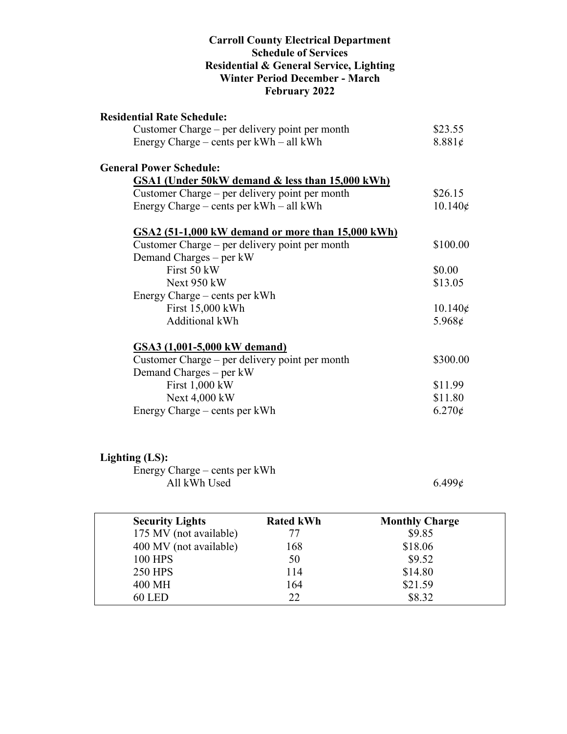# Carroll County Electrical Department
## Schedule of Services
## Residential & General Service, Lighting
## Winter Period December - March
## February 2022

**Residential Rate Schedule:**

| | |
|---|---|
| Customer Charge – per delivery point per month | $23.55 |
| Energy Charge – cents per kWh – all kWh | 8.881¢ |

**General Power Schedule:**

**GSA1 (Under 50kW demand & less than 15,000 kWh)**

| | |
|---|---|
| Customer Charge – per delivery point per month | $26.15 |
| Energy Charge – cents per kWh – all kWh | 10.140¢ |

**GSA2 (51-1,000 kW demand or more than 15,000 kWh)**

| | |
|---|---|
| Customer Charge – per delivery point per month | $100.00 |
| Demand Charges – per kW | |
| First 50 kW | $0.00 |
| Next 950 kW | $13.05 |
| Energy Charge – cents per kWh | |
| First 15,000 kWh | 10.140¢ |
| Additional kWh | 5.968¢ |

**GSA3 (1,001-5,000 kW demand)**

| | |
|---|---|
| Customer Charge – per delivery point per month | $300.00 |
| Demand Charges – per kW | |
| First 1,000 kW | $11.99 |
| Next 4,000 kW | $11.80 |
| Energy Charge – cents per kWh | 6.270¢ |

**Lighting (LS):**

| | |
|---|---|
| Energy Charge – cents per kWh | |
| All kWh Used | 6.499¢ |

| Security Lights | Rated kWh | Monthly Charge |
|---|---|---|
| 175 MV (not available) | 77 | $9.85 |
| 400 MV (not available) | 168 | $18.06 |
| 100 HPS | 50 | $9.52 |
| 250 HPS | 114 | $14.80 |
| 400 MH | 164 | $21.59 |
| 60 LED | 22 | $8.32 |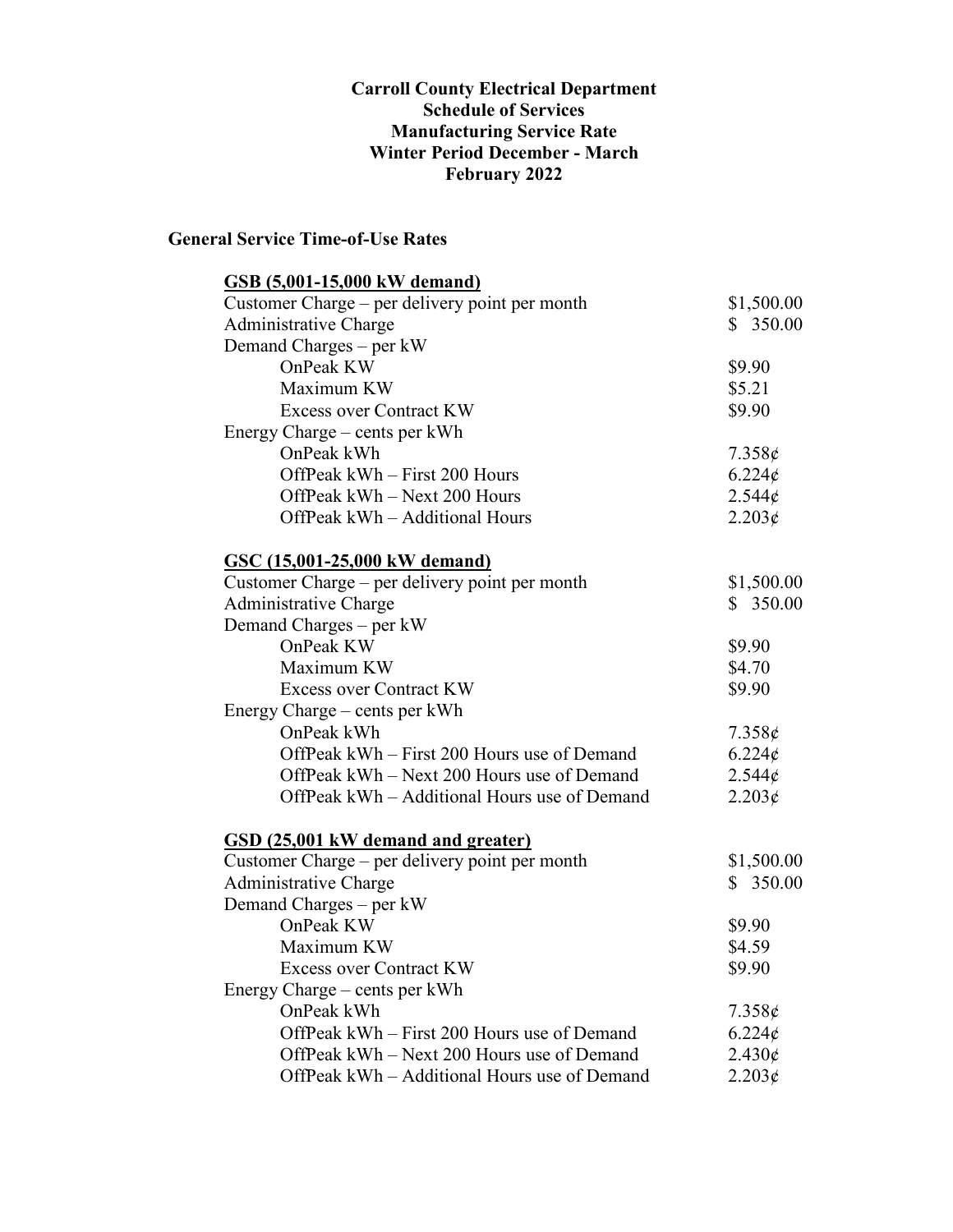**Carroll County Electrical Department**
**Schedule of Services**
**Manufacturing Service Rate**
**Winter Period December - March**
**February 2022**

## General Service Time-of-Use Rates

### GSB (5,001-15,000 kW demand)

| | |
|---|---|
| Customer Charge – per delivery point per month | $1,500.00 |
| Administrative Charge | $ 350.00 |
| Demand Charges – per kW | |
| OnPeak KW | $9.90 |
| Maximum KW | $5.21 |
| Excess over Contract KW | $9.90 |
| Energy Charge – cents per kWh | |
| OnPeak kWh | 7.358¢ |
| OffPeak kWh – First 200 Hours | 6.224¢ |
| OffPeak kWh – Next 200 Hours | 2.544¢ |
| OffPeak kWh – Additional Hours | 2.203¢ |

### GSC (15,001-25,000 kW demand)

| | |
|---|---|
| Customer Charge – per delivery point per month | $1,500.00 |
| Administrative Charge | $ 350.00 |
| Demand Charges – per kW | |
| OnPeak KW | $9.90 |
| Maximum KW | $4.70 |
| Excess over Contract KW | $9.90 |
| Energy Charge – cents per kWh | |
| OnPeak kWh | 7.358¢ |
| OffPeak kWh – First 200 Hours use of Demand | 6.224¢ |
| OffPeak kWh – Next 200 Hours use of Demand | 2.544¢ |
| OffPeak kWh – Additional Hours use of Demand | 2.203¢ |

### GSD (25,001 kW demand and greater)

| | |
|---|---|
| Customer Charge – per delivery point per month | $1,500.00 |
| Administrative Charge | $ 350.00 |
| Demand Charges – per kW | |
| OnPeak KW | $9.90 |
| Maximum KW | $4.59 |
| Excess over Contract KW | $9.90 |
| Energy Charge – cents per kWh | |
| OnPeak kWh | 7.358¢ |
| OffPeak kWh – First 200 Hours use of Demand | 6.224¢ |
| OffPeak kWh – Next 200 Hours use of Demand | 2.430¢ |
| OffPeak kWh – Additional Hours use of Demand | 2.203¢ |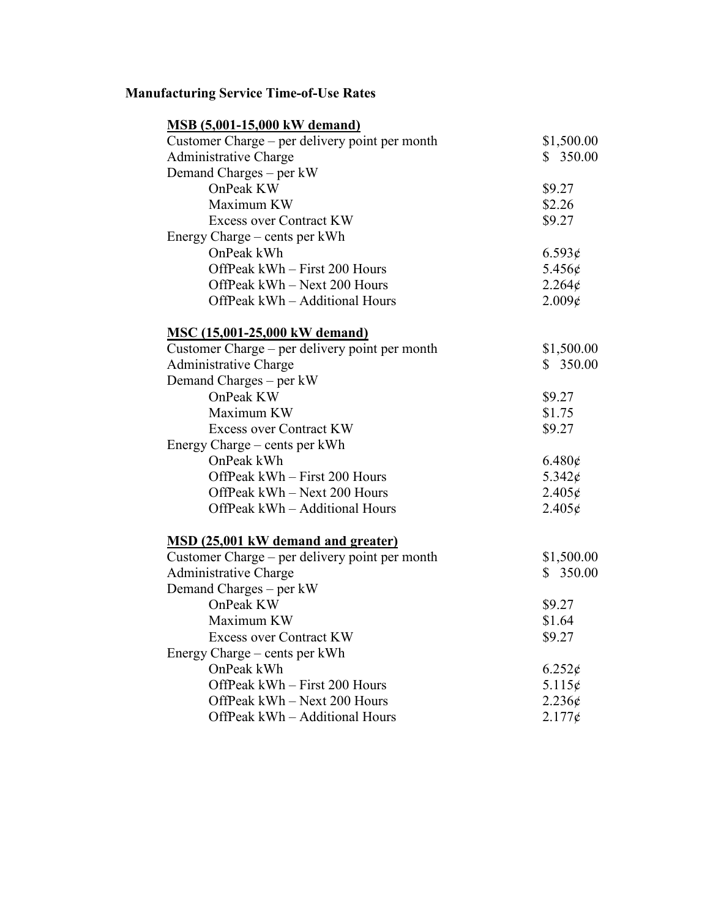**Manufacturing Service Time-of-Use Rates**

**MSB (5,001-15,000 kW demand)**

| | |
|---|---|
| Customer Charge – per delivery point per month | $1,500.00 |
| Administrative Charge | $ 350.00 |
| Demand Charges – per kW | |
| OnPeak KW | $9.27 |
| Maximum KW | $2.26 |
| Excess over Contract KW | $9.27 |
| Energy Charge – cents per kWh | |
| OnPeak kWh | 6.593¢ |
| OffPeak kWh – First 200 Hours | 5.456¢ |
| OffPeak kWh – Next 200 Hours | 2.264¢ |
| OffPeak kWh – Additional Hours | 2.009¢ |

**MSC (15,001-25,000 kW demand)**

| | |
|---|---|
| Customer Charge – per delivery point per month | $1,500.00 |
| Administrative Charge | $ 350.00 |
| Demand Charges – per kW | |
| OnPeak KW | $9.27 |
| Maximum KW | $1.75 |
| Excess over Contract KW | $9.27 |
| Energy Charge – cents per kWh | |
| OnPeak kWh | 6.480¢ |
| OffPeak kWh – First 200 Hours | 5.342¢ |
| OffPeak kWh – Next 200 Hours | 2.405¢ |
| OffPeak kWh – Additional Hours | 2.405¢ |

**MSD (25,001 kW demand and greater)**

| | |
|---|---|
| Customer Charge – per delivery point per month | $1,500.00 |
| Administrative Charge | $ 350.00 |
| Demand Charges – per kW | |
| OnPeak KW | $9.27 |
| Maximum KW | $1.64 |
| Excess over Contract KW | $9.27 |
| Energy Charge – cents per kWh | |
| OnPeak kWh | 6.252¢ |
| OffPeak kWh – First 200 Hours | 5.115¢ |
| OffPeak kWh – Next 200 Hours | 2.236¢ |
| OffPeak kWh – Additional Hours | 2.177¢ |